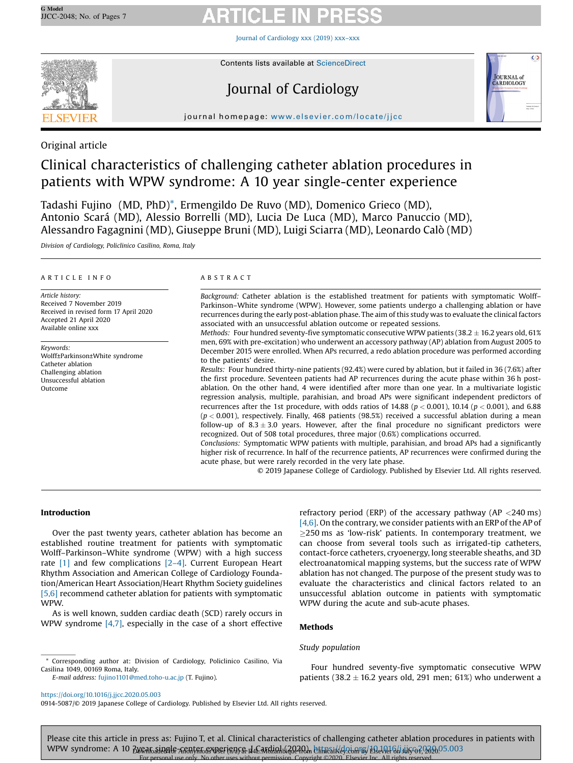Original article

# Clinical characteristics of challenging catheter ablation procedures in patients with WPW syndrome: A 10 year single-center experience

Tadashi Fujino (MD, PhD)*, Ermengildo De Ruvo (MD), Domenico Grieco (MD), Antonio Scará (MD), Alessio Borrelli (MD), Lucia De Luca (MD), Marco Panuccio (MD), Alessandro Fagagnini (MD), Giuseppe Bruni (MD), Luigi Sciarra (MD), Leonardo Calò (MD)

*Division of Cardiology, Policlinico Casilino, Roma, Italy*

## ARTICLE INFO

*Article history:*
Received 7 November 2019
Received in revised form 17 April 2020
Accepted 21 April 2020
Available online xxx

*Keywords:*
Wolff±Parkinson±White syndrome
Catheter ablation
Challenging ablation
Unsuccessful ablation
Outcome

## ABSTRACT

*Background:* Catheter ablation is the established treatment for patients with symptomatic Wolff–Parkinson–White syndrome (WPW). However, some patients undergo a challenging ablation or have recurrences during the early post-ablation phase. The aim of this study was to evaluate the clinical factors associated with an unsuccessful ablation outcome or repeated sessions.

*Methods:* Four hundred seventy-five symptomatic consecutive WPW patients (38.2 ± 16.2 years old, 61% men, 69% with pre-excitation) who underwent an accessory pathway (AP) ablation from August 2005 to December 2015 were enrolled. When APs recurred, a redo ablation procedure was performed according to the patients' desire.

*Results:* Four hundred thirty-nine patients (92.4%) were cured by ablation, but it failed in 36 (7.6%) after the first procedure. Seventeen patients had AP recurrences during the acute phase within 36 h post-ablation. On the other hand, 4 were identified after more than one year. In a multivariate logistic regression analysis, multiple, parahisian, and broad APs were significant independent predictors of recurrences after the 1st procedure, with odds ratios of 14.88 ($p < 0.001$), 10.14 ($p < 0.001$), and 6.88 ($p < 0.001$), respectively. Finally, 468 patients (98.5%) received a successful ablation during a mean follow-up of 8.3 ± 3.0 years. However, after the final procedure no significant predictors were recognized. Out of 508 total procedures, three major (0.6%) complications occurred.

*Conclusions:* Symptomatic WPW patients with multiple, parahisian, and broad APs had a significantly higher risk of recurrence. In half of the recurrence patients, AP recurrences were confirmed during the acute phase, but were rarely recorded in the very late phase.

© 2019 Japanese College of Cardiology. Published by Elsevier Ltd. All rights reserved.

## Introduction

Over the past twenty years, catheter ablation has become an established routine treatment for patients with symptomatic Wolff–Parkinson–White syndrome (WPW) with a high success rate [1] and few complications [2–4]. Current European Heart Rhythm Association and American College of Cardiology Foundation/American Heart Association/Heart Rhythm Society guidelines [5,6] recommend catheter ablation for patients with symptomatic WPW.

As is well known, sudden cardiac death (SCD) rarely occurs in WPW syndrome [4,7], especially in the case of a short effective refractory period (ERP) of the accessary pathway (AP <240 ms) [4,6]. On the contrary, we consider patients with an ERP of the AP of ≥250 ms as 'low-risk' patients. In contemporary treatment, we can choose from several tools such as irrigated-tip catheters, contact-force catheters, cryoenergy, long steerable sheaths, and 3D electroanatomical mapping systems, but the success rate of WPW ablation has not changed. The purpose of the present study was to evaluate the characteristics and clinical factors related to an unsuccessful ablation outcome in patients with symptomatic WPW during the acute and sub-acute phases.

## Methods

### *Study population*

Four hundred seventy-five symptomatic consecutive WPW patients (38.2 ± 16.2 years old, 291 men; 61%) who underwent a

\* Corresponding author at: Division of Cardiology, Policlinico Casilino, Via Casilina 1049, 00169 Roma, Italy.
*E-mail address:* fujino1101@med.toho-u.ac.jp (T. Fujino).

https://doi.org/10.1016/j.jjcc.2020.05.003
0914-5087/© 2019 Japanese College of Cardiology. Published by Elsevier Ltd. All rights reserved.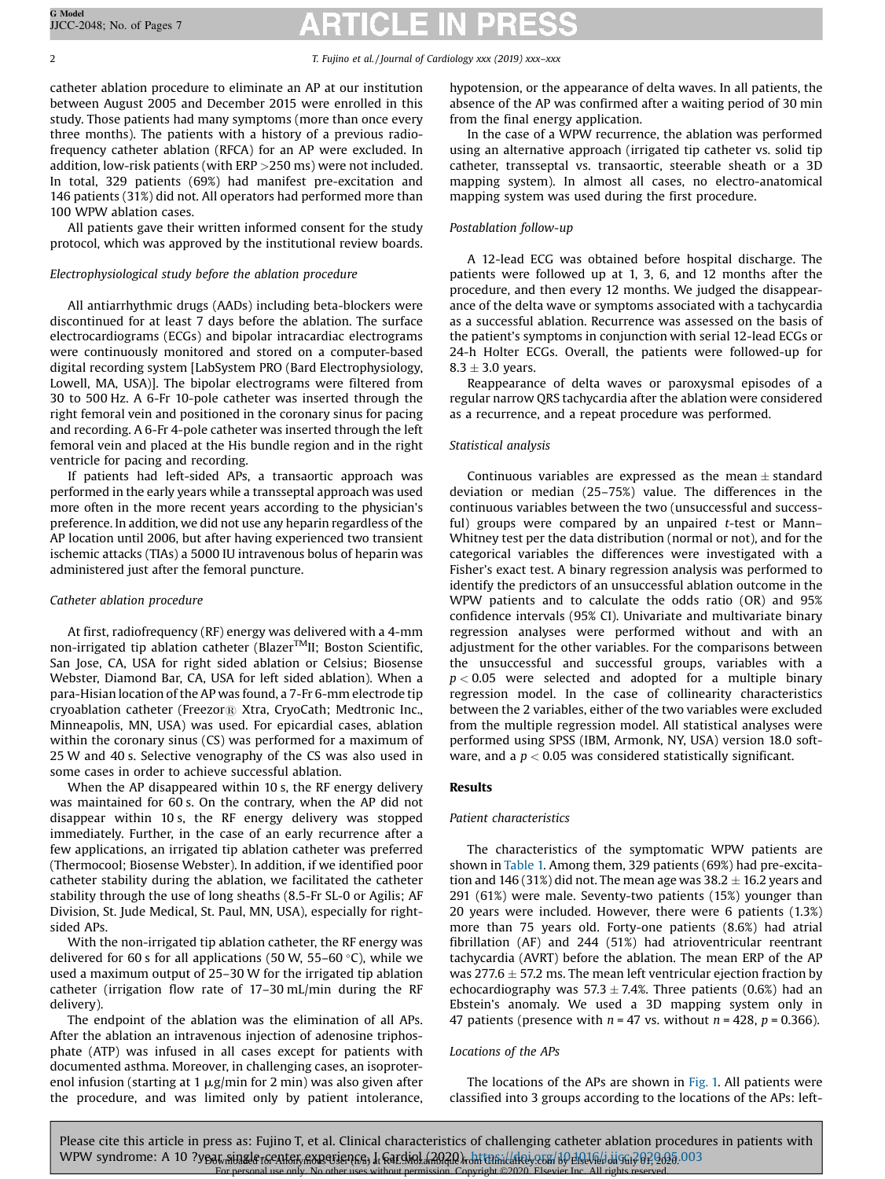catheter ablation procedure to eliminate an AP at our institution between August 2005 and December 2015 were enrolled in this study. Those patients had many symptoms (more than once every three months). The patients with a history of a previous radiofrequency catheter ablation (RFCA) for an AP were excluded. In addition, low-risk patients (with ERP >250 ms) were not included. In total, 329 patients (69%) had manifest pre-excitation and 146 patients (31%) did not. All operators had performed more than 100 WPW ablation cases.

All patients gave their written informed consent for the study protocol, which was approved by the institutional review boards.

*Electrophysiological study before the ablation procedure*

All antiarrhythmic drugs (AADs) including beta-blockers were discontinued for at least 7 days before the ablation. The surface electrocardiograms (ECGs) and bipolar intracardiac electrograms were continuously monitored and stored on a computer-based digital recording system [LabSystem PRO (Bard Electrophysiology, Lowell, MA, USA)]. The bipolar electrograms were filtered from 30 to 500 Hz. A 6-Fr 10-pole catheter was inserted through the right femoral vein and positioned in the coronary sinus for pacing and recording. A 6-Fr 4-pole catheter was inserted through the left femoral vein and placed at the His bundle region and in the right ventricle for pacing and recording.

If patients had left-sided APs, a transaortic approach was performed in the early years while a transseptal approach was used more often in the more recent years according to the physician's preference. In addition, we did not use any heparin regardless of the AP location until 2006, but after having experienced two transient ischemic attacks (TIAs) a 5000 IU intravenous bolus of heparin was administered just after the femoral puncture.

*Catheter ablation procedure*

At first, radiofrequency (RF) energy was delivered with a 4-mm non-irrigated tip ablation catheter (Blazer™II; Boston Scientific, San Jose, CA, USA for right sided ablation or Celsius; Biosense Webster, Diamond Bar, CA, USA for left sided ablation). When a para-Hisian location of the AP was found, a 7-Fr 6-mm electrode tip cryoablation catheter (Freezor® Xtra, CryoCath; Medtronic Inc., Minneapolis, MN, USA) was used. For epicardial cases, ablation within the coronary sinus (CS) was performed for a maximum of 25 W and 40 s. Selective venography of the CS was also used in some cases in order to achieve successful ablation.

When the AP disappeared within 10 s, the RF energy delivery was maintained for 60 s. On the contrary, when the AP did not disappear within 10 s, the RF energy delivery was stopped immediately. Further, in the case of an early recurrence after a few applications, an irrigated tip ablation catheter was preferred (Thermocool; Biosense Webster). In addition, if we identified poor catheter stability during the ablation, we facilitated the catheter stability through the use of long sheaths (8.5-Fr SL-0 or Agilis; AF Division, St. Jude Medical, St. Paul, MN, USA), especially for right-sided APs.

With the non-irrigated tip ablation catheter, the RF energy was delivered for 60 s for all applications (50 W, 55–60 °C), while we used a maximum output of 25–30 W for the irrigated tip ablation catheter (irrigation flow rate of 17–30 mL/min during the RF delivery).

The endpoint of the ablation was the elimination of all APs. After the ablation an intravenous injection of adenosine triphosphate (ATP) was infused in all cases except for patients with documented asthma. Moreover, in challenging cases, an isoproterenol infusion (starting at 1 μg/min for 2 min) was also given after the procedure, and was limited only by patient intolerance, hypotension, or the appearance of delta waves. In all patients, the absence of the AP was confirmed after a waiting period of 30 min from the final energy application.

In the case of a WPW recurrence, the ablation was performed using an alternative approach (irrigated tip catheter vs. solid tip catheter, transseptal vs. transaortic, steerable sheath or a 3D mapping system). In almost all cases, no electro-anatomical mapping system was used during the first procedure.

*Postablation follow-up*

A 12-lead ECG was obtained before hospital discharge. The patients were followed up at 1, 3, 6, and 12 months after the procedure, and then every 12 months. We judged the disappearance of the delta wave or symptoms associated with a tachycardia as a successful ablation. Recurrence was assessed on the basis of the patient's symptoms in conjunction with serial 12-lead ECGs or 24-h Holter ECGs. Overall, the patients were followed-up for 8.3 ± 3.0 years.

Reappearance of delta waves or paroxysmal episodes of a regular narrow QRS tachycardia after the ablation were considered as a recurrence, and a repeat procedure was performed.

*Statistical analysis*

Continuous variables are expressed as the mean ± standard deviation or median (25–75%) value. The differences in the continuous variables between the two (unsuccessful and successful) groups were compared by an unpaired *t*-test or Mann–Whitney test per the data distribution (normal or not), and for the categorical variables the differences were investigated with a Fisher's exact test. A binary regression analysis was performed to identify the predictors of an unsuccessful ablation outcome in the WPW patients and to calculate the odds ratio (OR) and 95% confidence intervals (95% CI). Univariate and multivariate binary regression analyses were performed without and with an adjustment for the other variables. For the comparisons between the unsuccessful and successful groups, variables with a $p < 0.05$ were selected and adopted for a multiple binary regression model. In the case of collinearity characteristics between the 2 variables, either of the two variables were excluded from the multiple regression model. All statistical analyses were performed using SPSS (IBM, Armonk, NY, USA) version 18.0 software, and a $p < 0.05$ was considered statistically significant.

## Results

*Patient characteristics*

The characteristics of the symptomatic WPW patients are shown in Table 1. Among them, 329 patients (69%) had pre-excitation and 146 (31%) did not. The mean age was 38.2 ± 16.2 years and 291 (61%) were male. Seventy-two patients (15%) younger than 20 years were included. However, there were 6 patients (1.3%) more than 75 years old. Forty-one patients (8.6%) had atrial fibrillation (AF) and 244 (51%) had atrioventricular reentrant tachycardia (AVRT) before the ablation. The mean ERP of the AP was 277.6 ± 57.2 ms. The mean left ventricular ejection fraction by echocardiography was 57.3 ± 7.4%. Three patients (0.6%) had an Ebstein's anomaly. We used a 3D mapping system only in 47 patients (presence with $n$ = 47 vs. without $n$ = 428, $p$ = 0.366).

*Locations of the APs*

The locations of the APs are shown in Fig. 1. All patients were classified into 3 groups according to the locations of the APs: left-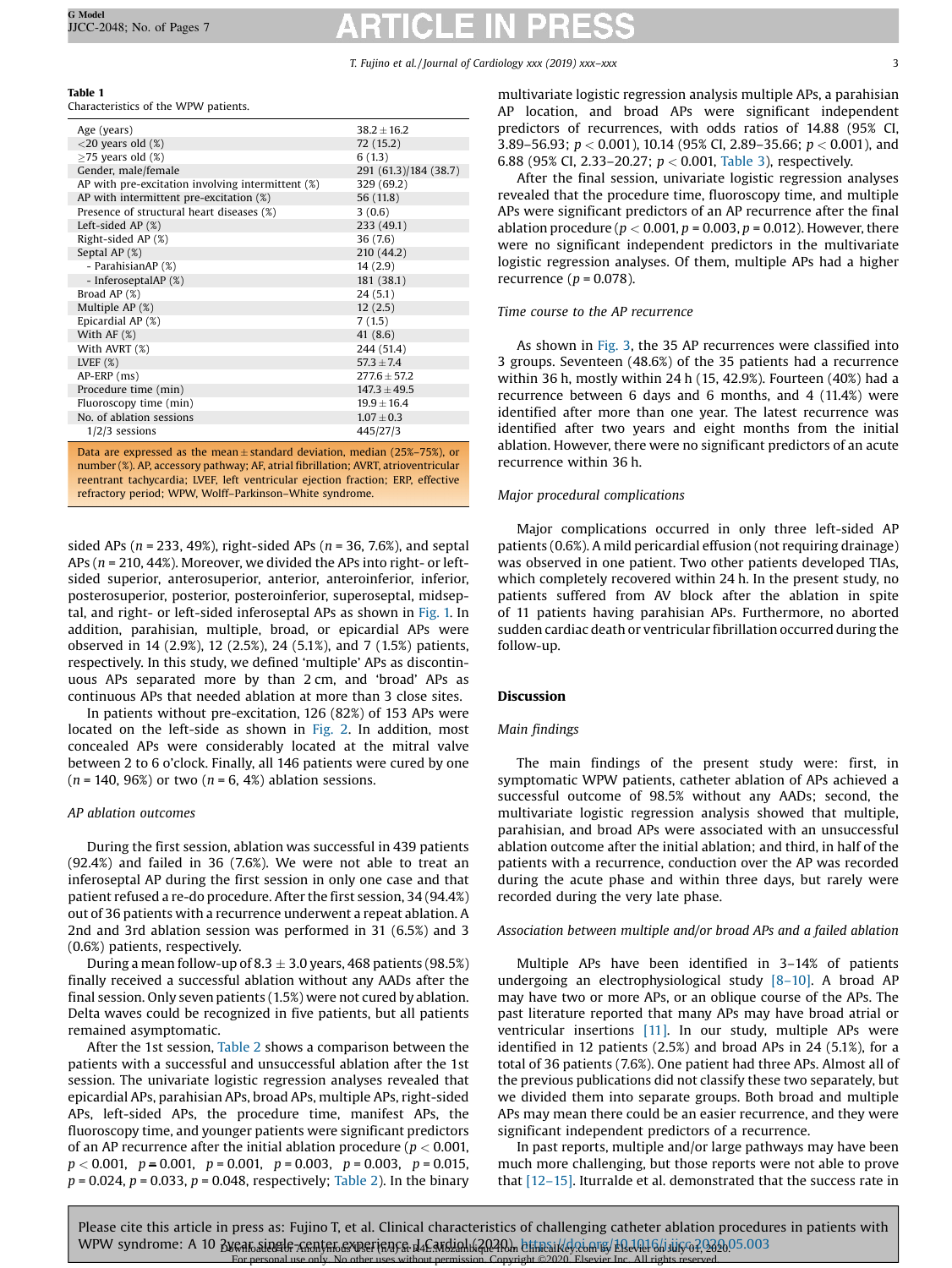**Table 1**
Characteristics of the WPW patients.

| | |
|---|---|
| Age (years) | 38.2 ± 16.2 |
| <20 years old (%) | 72 (15.2) |
| ≥75 years old (%) | 6 (1.3) |
| Gender, male/female | 291 (61.3)/184 (38.7) |
| AP with pre-excitation involving intermittent (%) | 329 (69.2) |
| AP with intermittent pre-excitation (%) | 56 (11.8) |
| Presence of structural heart diseases (%) | 3 (0.6) |
| Left-sided AP (%) | 233 (49.1) |
| Right-sided AP (%) | 36 (7.6) |
| Septal AP (%) | 210 (44.2) |
| - ParahisianAP (%) | 14 (2.9) |
| - InferoseptalAP (%) | 181 (38.1) |
| Broad AP (%) | 24 (5.1) |
| Multiple AP (%) | 12 (2.5) |
| Epicardial AP (%) | 7 (1.5) |
| With AF (%) | 41 (8.6) |
| With AVRT (%) | 244 (51.4) |
| LVEF (%) | 57.3 ± 7.4 |
| AP-ERP (ms) | 277.6 ± 57.2 |
| Procedure time (min) | 147.3 ± 49.5 |
| Fluoroscopy time (min) | 19.9 ± 16.4 |
| No. of ablation sessions | 1.07 ± 0.3 |
| 1/2/3 sessions | 445/27/3 |

Data are expressed as the mean ± standard deviation, median (25%–75%), or number (%). AP, accessory pathway; AF, atrial fibrillation; AVRT, atrioventricular reentrant tachycardia; LVEF, left ventricular ejection fraction; ERP, effective refractory period; WPW, Wolff–Parkinson–White syndrome.

sided APs (n = 233, 49%), right-sided APs (n = 36, 7.6%), and septal APs (n = 210, 44%). Moreover, we divided the APs into right- or left-sided superior, anterosuperior, anterior, anteroinferior, inferior, posterosuperior, posterior, posteroinferior, superoseptal, midseptal, and right- or left-sided inferoseptal APs as shown in Fig. 1. In addition, parahisian, multiple, broad, or epicardial APs were observed in 14 (2.9%), 12 (2.5%), 24 (5.1%), and 7 (1.5%) patients, respectively. In this study, we defined 'multiple' APs as discontinuous APs separated more by than 2 cm, and 'broad' APs as continuous APs that needed ablation at more than 3 close sites.

In patients without pre-excitation, 126 (82%) of 153 APs were located on the left-side as shown in Fig. 2. In addition, most concealed APs were considerably located at the mitral valve between 2 to 6 o'clock. Finally, all 146 patients were cured by one (n = 140, 96%) or two (n = 6, 4%) ablation sessions.

### AP ablation outcomes

During the first session, ablation was successful in 439 patients (92.4%) and failed in 36 (7.6%). We were not able to treat an inferoseptal AP during the first session in only one case and that patient refused a re-do procedure. After the first session, 34 (94.4%) out of 36 patients with a recurrence underwent a repeat ablation. A 2nd and 3rd ablation session was performed in 31 (6.5%) and 3 (0.6%) patients, respectively.

During a mean follow-up of 8.3 ± 3.0 years, 468 patients (98.5%) finally received a successful ablation without any AADs after the final session. Only seven patients (1.5%) were not cured by ablation. Delta waves could be recognized in five patients, but all patients remained asymptomatic.

After the 1st session, Table 2 shows a comparison between the patients with a successful and unsuccessful ablation after the 1st session. The univariate logistic regression analyses revealed that epicardial APs, parahisian APs, broad APs, multiple APs, right-sided APs, left-sided APs, the procedure time, manifest APs, the fluoroscopy time, and younger patients were significant predictors of an AP recurrence after the initial ablation procedure ($p < 0.001$, $p < 0.001$, $p = 0.001$, $p = 0.001$, $p = 0.003$, $p = 0.003$, $p = 0.015$, $p = 0.024$, $p = 0.033$, $p = 0.048$, respectively; Table 2). In the binary multivariate logistic regression analysis multiple APs, a parahisian AP location, and broad APs were significant independent predictors of recurrences, with odds ratios of 14.88 (95% CI, 3.89–56.93; $p < 0.001$), 10.14 (95% CI, 2.89–35.66; $p < 0.001$), and 6.88 (95% CI, 2.33–20.27; $p < 0.001$, Table 3), respectively.

After the final session, univariate logistic regression analyses revealed that the procedure time, fluoroscopy time, and multiple APs were significant predictors of an AP recurrence after the final ablation procedure ($p < 0.001$, $p = 0.003$, $p = 0.012$). However, there were no significant independent predictors in the multivariate logistic regression analyses. Of them, multiple APs had a higher recurrence ($p = 0.078$).

### Time course to the AP recurrence

As shown in Fig. 3, the 35 AP recurrences were classified into 3 groups. Seventeen (48.6%) of the 35 patients had a recurrence within 36 h, mostly within 24 h (15, 42.9%). Fourteen (40%) had a recurrence between 6 days and 6 months, and 4 (11.4%) were identified after more than one year. The latest recurrence was identified after two years and eight months from the initial ablation. However, there were no significant predictors of an acute recurrence within 36 h.

### Major procedural complications

Major complications occurred in only three left-sided AP patients (0.6%). A mild pericardial effusion (not requiring drainage) was observed in one patient. Two other patients developed TIAs, which completely recovered within 24 h. In the present study, no patients suffered from AV block after the ablation in spite of 11 patients having parahisian APs. Furthermore, no aborted sudden cardiac death or ventricular fibrillation occurred during the follow-up.

## Discussion

### Main findings

The main findings of the present study were: first, in symptomatic WPW patients, catheter ablation of APs achieved a successful outcome of 98.5% without any AADs; second, the multivariate logistic regression analysis showed that multiple, parahisian, and broad APs were associated with an unsuccessful ablation outcome after the initial ablation; and third, in half of the patients with a recurrence, conduction over the AP was recorded during the acute phase and within three days, but rarely were recorded during the very late phase.

### Association between multiple and/or broad APs and a failed ablation

Multiple APs have been identified in 3–14% of patients undergoing an electrophysiological study [8–10]. A broad AP may have two or more APs, or an oblique course of the APs. The past literature reported that many APs may have broad atrial or ventricular insertions [11]. In our study, multiple APs were identified in 12 patients (2.5%) and broad APs in 24 (5.1%), for a total of 36 patients (7.6%). One patient had three APs. Almost all of the previous publications did not classify these two separately, but we divided them into separate groups. Both broad and multiple APs may mean there could be an easier recurrence, and they were significant independent predictors of a recurrence.

In past reports, multiple and/or large pathways may have been much more challenging, but those reports were not able to prove that [12–15]. Iturralde et al. demonstrated that the success rate in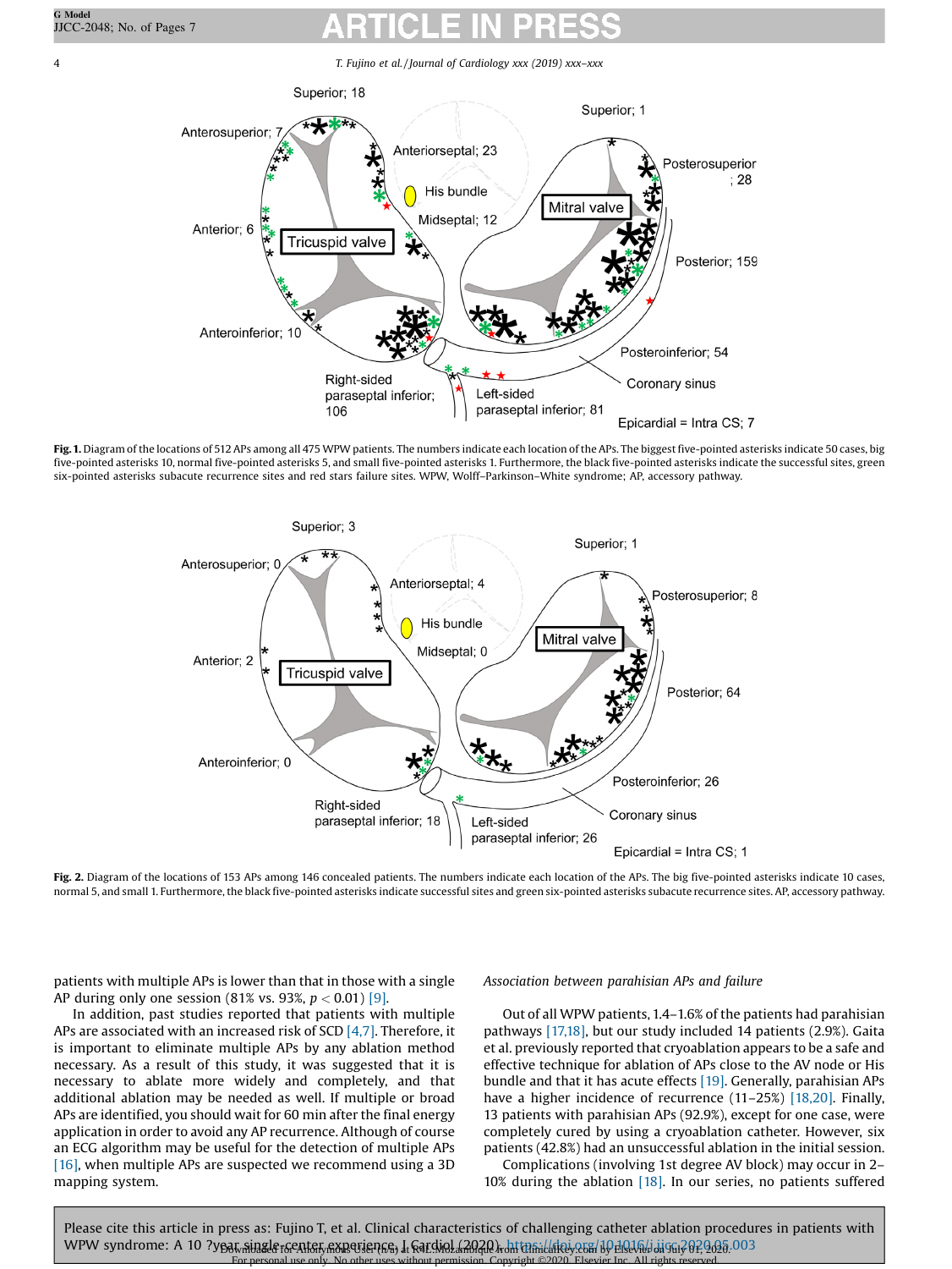Fig. 1. Diagram of the locations of 512 APs among all 475 WPW patients. The numbers indicate each location of the APs. The biggest five-pointed asterisks indicate 50 cases, big five-pointed asterisks 10, normal five-pointed asterisks 5, and small five-pointed asterisks 1. Furthermore, the black five-pointed asterisks indicate the successful sites, green six-pointed asterisks subacute recurrence sites and red stars failure sites. WPW, Wolff–Parkinson–White syndrome; AP, accessory pathway.

Fig. 2. Diagram of the locations of 153 APs among 146 concealed patients. The numbers indicate each location of the APs. The big five-pointed asterisks indicate 10 cases, normal 5, and small 1. Furthermore, the black five-pointed asterisks indicate successful sites and green six-pointed asterisks subacute recurrence sites. AP, accessory pathway.

patients with multiple APs is lower than that in those with a single AP during only one session (81% vs. 93%, $p < 0.01$) [9].

In addition, past studies reported that patients with multiple APs are associated with an increased risk of SCD [4,7]. Therefore, it is important to eliminate multiple APs by any ablation method necessary. As a result of this study, it was suggested that it is necessary to ablate more widely and completely, and that additional ablation may be needed as well. If multiple or broad APs are identified, you should wait for 60 min after the final energy application in order to avoid any AP recurrence. Although of course an ECG algorithm may be useful for the detection of multiple APs [16], when multiple APs are suspected we recommend using a 3D mapping system.

*Association between parahisian APs and failure*

Out of all WPW patients, 1.4–1.6% of the patients had parahisian pathways [17,18], but our study included 14 patients (2.9%). Gaita et al. previously reported that cryoablation appears to be a safe and effective technique for ablation of APs close to the AV node or His bundle and that it has acute effects [19]. Generally, parahisian APs have a higher incidence of recurrence (11–25%) [18,20]. Finally, 13 patients with parahisian APs (92.9%), except for one case, were completely cured by using a cryoablation catheter. However, six patients (42.8%) had an unsuccessful ablation in the initial session.

Complications (involving 1st degree AV block) may occur in 2–10% during the ablation [18]. In our series, no patients suffered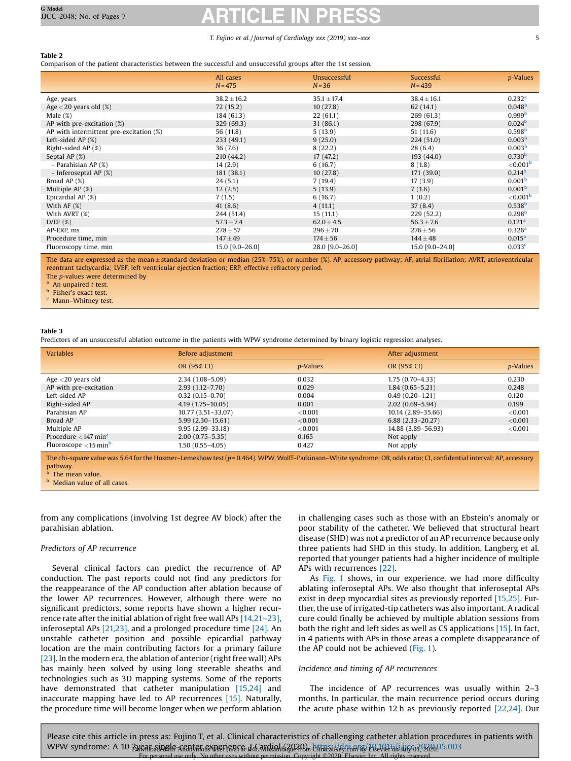**Table 2**
Comparison of the patient characteristics between the successful and unsuccessful groups after the 1st session.

| | All cases N = 475 | Unsuccessful N = 36 | Successful N = 439 | *p*-Values |
|---|---|---|---|---|
| Age, years | 38.2 ± 16.2 | 35.1 ± 17.4 | 38.4 ± 16.1 | 0.232[a] |
| Age < 20 years old (%) | 72 (15.2) | 10 (27.8) | 62 (14.1) | 0.048[b] |
| Male (%) | 184 (61.3) | 22 (61.1) | 269 (61.3) | 0.999[b] |
| AP with pre-excitation (%) | 329 (69.3) | 31 (86.1) | 298 (67.9) | 0.024[b] |
| AP with intermittent pre-excitation (%) | 56 (11.8) | 5 (13.9) | 51 (11.6) | 0.598[b] |
| Left-sided AP (%) | 233 (49.1) | 9 (25.0) | 224 (51.0) | 0.003[b] |
| Right-sided AP (%) | 36 (7.6) | 8 (22.2) | 28 (6.4) | 0.003[b] |
| Septal AP (%) | 210 (44.2) | 17 (47.2) | 193 (44.0) | 0.730[b] |
| - Parahisian AP (%) | 14 (2.9) | 6 (16.7) | 8 (1.8) | <0.001[b] |
| - Inferoseptal AP (%) | 181 (38.1) | 10 (27.8) | 171 (39.0) | 0.214[b] |
| Broad AP (%) | 24 (5.1) | 7 (19.4) | 17 (3.9) | 0.001[b] |
| Multiple AP (%) | 12 (2.5) | 5 (13.9) | 7 (1.6) | 0.001[b] |
| Epicardial AP (%) | 7 (1.5) | 6 (16.7) | 1 (0.2) | <0.001[b] |
| With AF (%) | 41 (8.6) | 4 (11.1) | 37 (8.4) | 0.538[b] |
| With AVRT (%) | 244 (51.4) | 15 (11.1) | 229 (52.2) | 0.298[b] |
| LVEF (%) | 57.3 ± 7.4 | 62.0 ± 4.5 | 56.3 ± 7.6 | 0.121[a] |
| AP-ERP, ms | 278 ± 57 | 296 ± 70 | 276 ± 56 | 0.326[a] |
| Procedure time, min | 147 ± 49 | 174 ± 56 | 144 ± 48 | 0.015[a] |
| Fluoroscopy time, min | 15.0 [9.0–26.0] | 28.0 [9.0–26.0] | 15.0 [9.0–24.0] | 0.033[c] |

The data are expressed as the mean ± standard deviation or median (25%–75%), or number (%). AP, accessory pathway; AF, atrial fibrillation; AVRT, atrioventricular reentrant tachycardia; LVEF, left ventricular ejection fraction; ERP, effective refractory period.
The *p*-values were determined by
[a] An unpaired *t* test.
[b] Fisher's exact test.
[c] Mann–Whitney test.

**Table 3**
Predictors of an unsuccessful ablation outcome in the patients with WPW syndrome determined by binary logistic regression analyses.

| Variables | Before adjustment | | After adjustment | |
|---|---|---|---|---|
| | OR (95% CI) | *p*-Values | OR (95% CI) | *p*-Values |
| Age <20 years old | 2.34 (1.08–5.09) | 0.032 | 1.75 (0.70–4.33) | 0.230 |
| AP with pre-excitation | 2.93 (1.12–7.70) | 0.029 | 1.84 (0.65–5.21) | 0.248 |
| Left-sided AP | 0.32 (0.15–0.70) | 0.004 | 0.49 (0.20–1.21) | 0.120 |
| Right-sided AP | 4.19 (1.75–10.05) | 0.001 | 2.02 (0.69–5.94) | 0.199 |
| Parahisian AP | 10.77 (3.51–33.07) | <0.001 | 10.14 (2.89–35.66) | <0.001 |
| Broad AP | 5.99 (2.30–15.61) | <0.001 | 6.88 (2.33–20.27) | <0.001 |
| Multiple AP | 9.95 (2.99–33.18) | <0.001 | 14.88 (3.89–56.93) | <0.001 |
| Procedure <147 min[a] | 2.00 (0.75–5.35) | 0.165 | Not apply | |
| Fluoroscope <15 min[b] | 1.50 (0.55–4.05) | 0.427 | Not apply | |

The chi-square value was 5.64 for the Hosmer–Lemeshow test (*p* = 0.464). WPW, Wolff–Parkinson–White syndrome; OR, odds ratio; CI, confidential interval; AP, accessory pathway.
[a] The mean value.
[b] Median value of all cases.

from any complications (involving 1st degree AV block) after the parahisian ablation.

### Predictors of AP recurrence

Several clinical factors can predict the recurrence of AP conduction. The past reports could not find any predictors for the reappearance of the AP conduction after ablation because of the lower AP recurrences. However, although there were no significant predictors, some reports have shown a higher recurrence rate after the initial ablation of right free wall APs [14,21–23], inferoseptal APs [21,23], and a prolonged procedure time [24]. An unstable catheter position and possible epicardial pathway location are the main contributing factors for a primary failure [23]. In the modern era, the ablation of anterior (right free wall) APs has mainly been solved by using long steerable sheaths and technologies such as 3D mapping systems. Some of the reports have demonstrated that catheter manipulation [15,24] and inaccurate mapping have led to AP recurrences [15]. Naturally, the procedure time will become longer when we perform ablation in challenging cases such as those with an Ebstein's anomaly or poor stability of the catheter. We believed that structural heart disease (SHD) was not a predictor of an AP recurrence because only three patients had SHD in this study. In addition, Langberg et al. reported that younger patients had a higher incidence of multiple APs with recurrences [22].

As Fig. 1 shows, in our experience, we had more difficulty ablating inferoseptal APs. We also thought that inferoseptal APs exist in deep myocardial sites as previously reported [15,25]. Further, the use of irrigated-tip catheters was also important. A radical cure could finally be achieved by multiple ablation sessions from both the right and left sides as well as CS applications [15]. In fact, in 4 patients with APs in those areas a complete disappearance of the AP could not be achieved (Fig. 1).

### Incidence and timing of AP recurrences

The incidence of AP recurrences was usually within 2–3 months. In particular, the main recurrence period occurs during the acute phase within 12 h as previously reported [22,24]. Our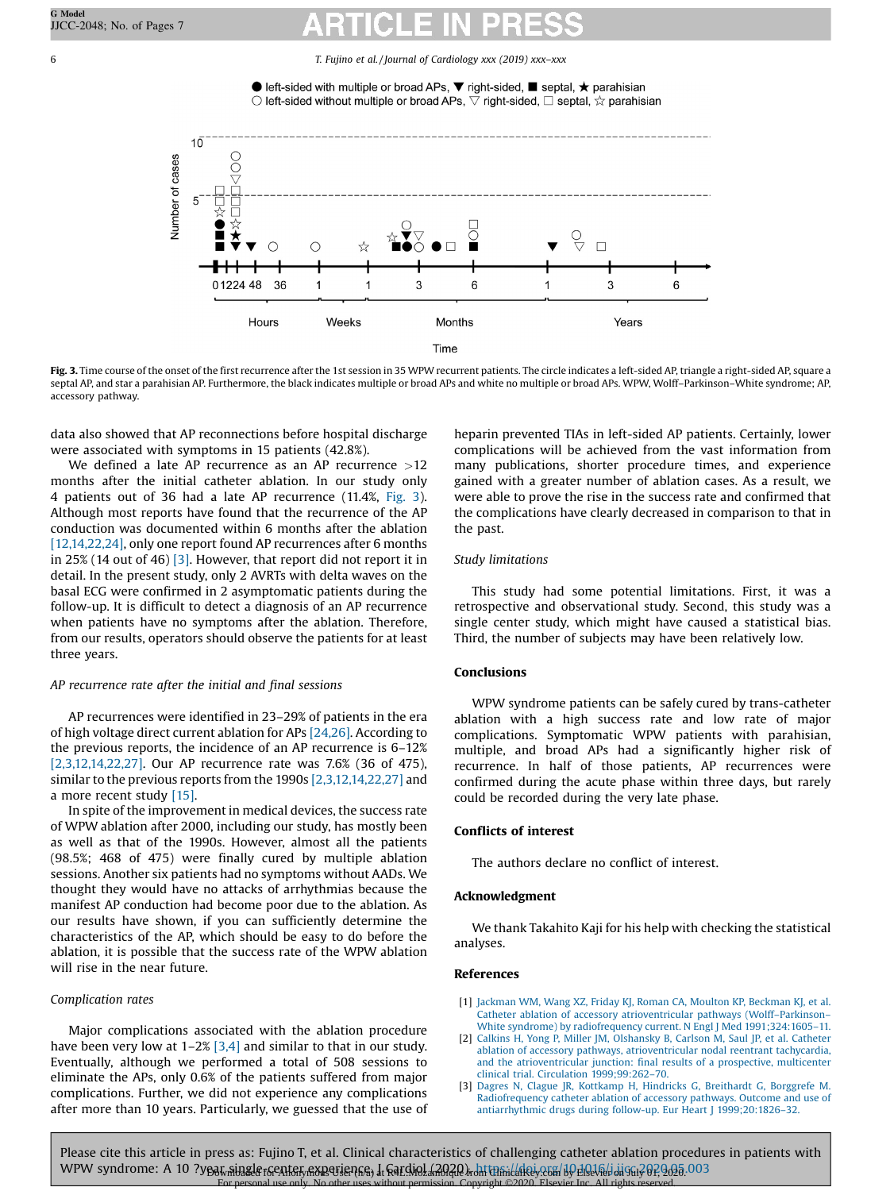Fig. 3. Time course of the onset of the first recurrence after the 1st session in 35 WPW recurrent patients. The circle indicates a left-sided AP, triangle a right-sided AP, square a septal AP, and star a parahisian AP. Furthermore, the black indicates multiple or broad APs and white no multiple or broad APs. WPW, Wolff–Parkinson–White syndrome; AP, accessory pathway.

data also showed that AP reconnections before hospital discharge were associated with symptoms in 15 patients (42.8%).

We defined a late AP recurrence as an AP recurrence >12 months after the initial catheter ablation. In our study only 4 patients out of 36 had a late AP recurrence (11.4%, Fig. 3). Although most reports have found that the recurrence of the AP conduction was documented within 6 months after the ablation [12,14,22,24], only one report found AP recurrences after 6 months in 25% (14 out of 46) [3]. However, that report did not report it in detail. In the present study, only 2 AVRTs with delta waves on the basal ECG were confirmed in 2 asymptomatic patients during the follow-up. It is difficult to detect a diagnosis of an AP recurrence when patients have no symptoms after the ablation. Therefore, from our results, operators should observe the patients for at least three years.

### *AP recurrence rate after the initial and final sessions*

AP recurrences were identified in 23–29% of patients in the era of high voltage direct current ablation for APs [24,26]. According to the previous reports, the incidence of an AP recurrence is 6–12% [2,3,12,14,22,27]. Our AP recurrence rate was 7.6% (36 of 475), similar to the previous reports from the 1990s [2,3,12,14,22,27] and a more recent study [15].

In spite of the improvement in medical devices, the success rate of WPW ablation after 2000, including our study, has mostly been as well as that of the 1990s. However, almost all the patients (98.5%; 468 of 475) were finally cured by multiple ablation sessions. Another six patients had no symptoms without AADs. We thought they would have no attacks of arrhythmias because the manifest AP conduction had become poor due to the ablation. As our results have shown, if you can sufficiently determine the characteristics of the AP, which should be easy to do before the ablation, it is possible that the success rate of the WPW ablation will rise in the near future.

### *Complication rates*

Major complications associated with the ablation procedure have been very low at 1–2% [3,4] and similar to that in our study. Eventually, although we performed a total of 508 sessions to eliminate the APs, only 0.6% of the patients suffered from major complications. Further, we did not experience any complications after more than 10 years. Particularly, we guessed that the use of heparin prevented TIAs in left-sided AP patients. Certainly, lower complications will be achieved from the vast information from many publications, shorter procedure times, and experience gained with a greater number of ablation cases. As a result, we were able to prove the rise in the success rate and confirmed that the complications have clearly decreased in comparison to that in the past.

### *Study limitations*

This study had some potential limitations. First, it was a retrospective and observational study. Second, this study was a single center study, which might have caused a statistical bias. Third, the number of subjects may have been relatively low.

## Conclusions

WPW syndrome patients can be safely cured by trans-catheter ablation with a high success rate and low rate of major complications. Symptomatic WPW patients with parahisian, multiple, and broad APs had a significantly higher risk of recurrence. In half of those patients, AP recurrences were confirmed during the acute phase within three days, but rarely could be recorded during the very late phase.

## Conflicts of interest

The authors declare no conflict of interest.

## Acknowledgment

We thank Takahito Kaji for his help with checking the statistical analyses.

## References

[1] Jackman WM, Wang XZ, Friday KJ, Roman CA, Moulton KP, Beckman KJ, et al. Catheter ablation of accessory atrioventricular pathways (Wolff–Parkinson–White syndrome) by radiofrequency current. N Engl J Med 1991;324:1605–11.

[2] Calkins H, Yong P, Miller JM, Olshansky B, Carlson M, Saul JP, et al. Catheter ablation of accessory pathways, atrioventricular nodal reentrant tachycardia, and the atrioventricular junction: final results of a prospective, multicenter clinical trial. Circulation 1999;99:262–70.

[3] Dagres N, Clague JR, Kottkamp H, Hindricks G, Breithardt G, Borggrefe M. Radiofrequency catheter ablation of accessory pathways. Outcome and use of antiarrhythmic drugs during follow-up. Eur Heart J 1999;20:1826–32.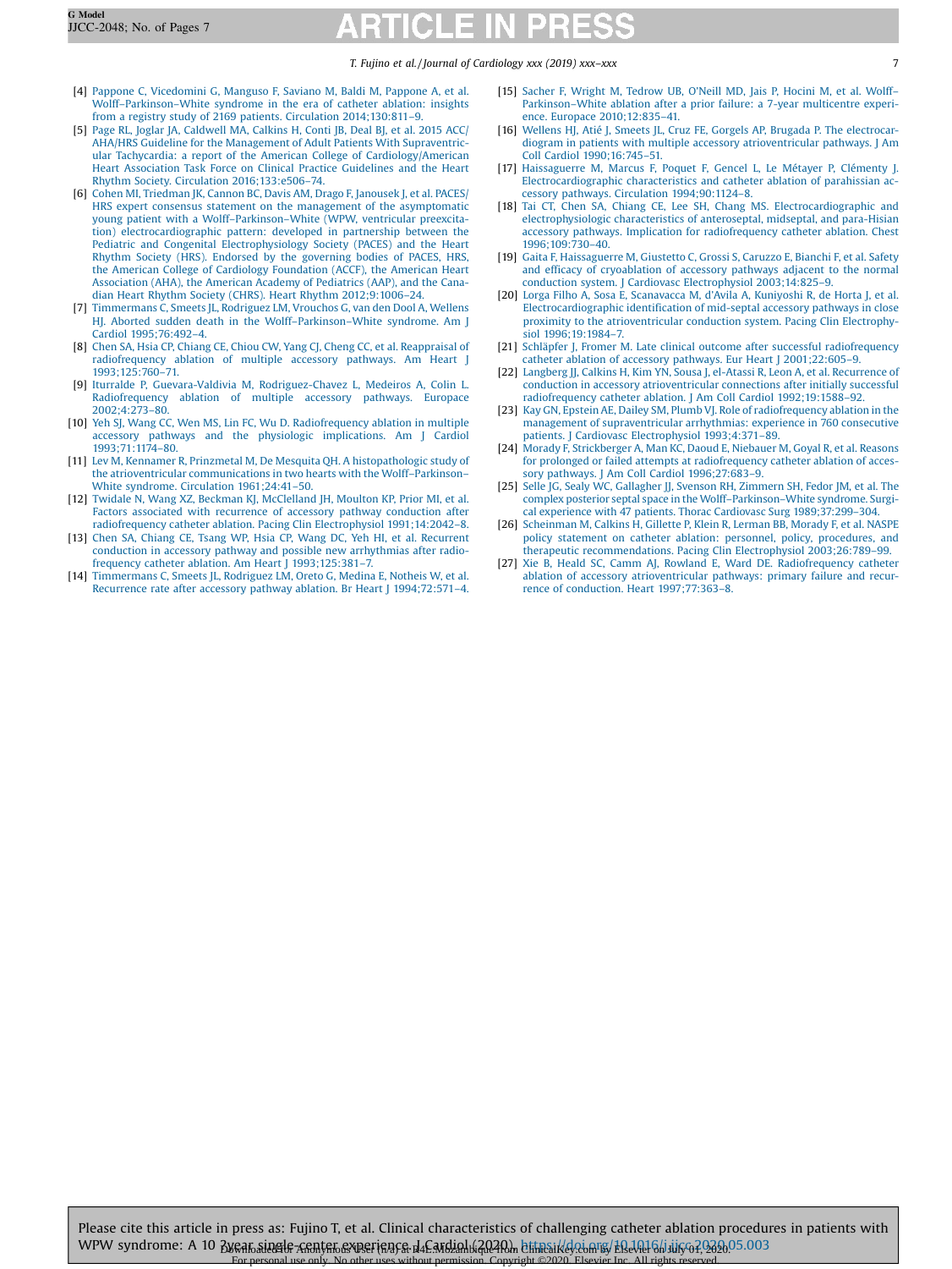[4] Pappone C, Vicedomini G, Manguso F, Saviano M, Baldi M, Pappone A, et al. Wolff–Parkinson–White syndrome in the era of catheter ablation: insights from a registry study of 2169 patients. Circulation 2014;130:811–9.

[5] Page RL, Joglar JA, Caldwell MA, Calkins H, Conti JB, Deal BJ, et al. 2015 ACC/AHA/HRS Guideline for the Management of Adult Patients With Supraventricular Tachycardia: a report of the American College of Cardiology/American Heart Association Task Force on Clinical Practice Guidelines and the Heart Rhythm Society. Circulation 2016;133:e506–74.

[6] Cohen MI, Triedman JK, Cannon BC, Davis AM, Drago F, Janousek J, et al. PACES/HRS expert consensus statement on the management of the asymptomatic young patient with a Wolff–Parkinson–White (WPW, ventricular preexcitation) electrocardiographic pattern: developed in partnership between the Pediatric and Congenital Electrophysiology Society (PACES) and the Heart Rhythm Society (HRS). Endorsed by the governing bodies of PACES, HRS, the American College of Cardiology Foundation (ACCF), the American Heart Association (AHA), the American Academy of Pediatrics (AAP), and the Canadian Heart Rhythm Society (CHRS). Heart Rhythm 2012;9:1006–24.

[7] Timmermans C, Smeets JL, Rodriguez LM, Vrouchos G, van den Dool A, Wellens HJ. Aborted sudden death in the Wolff–Parkinson–White syndrome. Am J Cardiol 1995;76:492–4.

[8] Chen SA, Hsia CP, Chiang CE, Chiou CW, Yang CJ, Cheng CC, et al. Reappraisal of radiofrequency ablation of multiple accessory pathways. Am Heart J 1993;125:760–71.

[9] Iturralde P, Guevara-Valdivia M, Rodriguez-Chavez L, Medeiros A, Colin L. Radiofrequency ablation of multiple accessory pathways. Europace 2002;4:273–80.

[10] Yeh SJ, Wang CC, Wen MS, Lin FC, Wu D. Radiofrequency ablation in multiple accessory pathways and the physiologic implications. Am J Cardiol 1993;71:1174–80.

[11] Lev M, Kennamer R, Prinzmetal M, De Mesquita QH. A histopathologic study of the atrioventricular communications in two hearts with the Wolff–Parkinson–White syndrome. Circulation 1961;24:41–50.

[12] Twidale N, Wang XZ, Beckman KJ, McClelland JH, Moulton KP, Prior MI, et al. Factors associated with recurrence of accessory pathway conduction after radiofrequency catheter ablation. Pacing Clin Electrophysiol 1991;14:2042–8.

[13] Chen SA, Chiang CE, Tsang WP, Hsia CP, Wang DC, Yeh HI, et al. Recurrent conduction in accessory pathway and possible new arrhythmias after radiofrequency catheter ablation. Am Heart J 1993;125:381–7.

[14] Timmermans C, Smeets JL, Rodriguez LM, Oreto G, Medina E, Notheis W, et al. Recurrence rate after accessory pathway ablation. Br Heart J 1994;72:571–4.

[15] Sacher F, Wright M, Tedrow UB, O'Neill MD, Jais P, Hocini M, et al. Wolff–Parkinson–White ablation after a prior failure: a 7-year multicentre experience. Europace 2010;12:835–41.

[16] Wellens HJ, Atié J, Smeets JL, Cruz FE, Gorgels AP, Brugada P. The electrocardiogram in patients with multiple accessory atrioventricular pathways. J Am Coll Cardiol 1990;16:745–51.

[17] Haissaguerre M, Marcus F, Poquet F, Gencel L, Le Métayer P, Clémenty J. Electrocardiographic characteristics and catheter ablation of parahissian accessory pathways. Circulation 1994;90:1124–8.

[18] Tai CT, Chen SA, Chiang CE, Lee SH, Chang MS. Electrocardiographic and electrophysiologic characteristics of anteroseptal, midseptal, and para-Hisian accessory pathways. Implication for radiofrequency catheter ablation. Chest 1996;109:730–40.

[19] Gaita F, Haissaguerre M, Giustetto C, Grossi S, Caruzzo E, Bianchi F, et al. Safety and efficacy of cryoablation of accessory pathways adjacent to the normal conduction system. J Cardiovasc Electrophysiol 2003;14:825–9.

[20] Lorga Filho A, Sosa E, Scanavacca M, d'Avila A, Kuniyoshi R, de Horta J, et al. Electrocardiographic identification of mid-septal accessory pathways in close proximity to the atrioventricular conduction system. Pacing Clin Electrophysiol 1996;19:1984–7.

[21] Schläpfer J, Fromer M. Late clinical outcome after successful radiofrequency catheter ablation of accessory pathways. Eur Heart J 2001;22:605–9.

[22] Langberg JJ, Calkins H, Kim YN, Sousa J, el-Atassi R, Leon A, et al. Recurrence of conduction in accessory atrioventricular connections after initially successful radiofrequency catheter ablation. J Am Coll Cardiol 1992;19:1588–92.

[23] Kay GN, Epstein AE, Dailey SM, Plumb VJ. Role of radiofrequency ablation in the management of supraventricular arrhythmias: experience in 760 consecutive patients. J Cardiovasc Electrophysiol 1993;4:371–89.

[24] Morady F, Strickberger A, Man KC, Daoud E, Niebauer M, Goyal R, et al. Reasons for prolonged or failed attempts at radiofrequency catheter ablation of accessory pathways. J Am Coll Cardiol 1996;27:683–9.

[25] Selle JG, Sealy WC, Gallagher JJ, Svenson RH, Zimmern SH, Fedor JM, et al. The complex posterior septal space in the Wolff–Parkinson–White syndrome. Surgical experience with 47 patients. Thorac Cardiovasc Surg 1989;37:299–304.

[26] Scheinman M, Calkins H, Gillette P, Klein R, Lerman BB, Morady F, et al. NASPE policy statement on catheter ablation: personnel, policy, procedures, and therapeutic recommendations. Pacing Clin Electrophysiol 2003;26:789–99.

[27] Xie B, Heald SC, Camm AJ, Rowland E, Ward DE. Radiofrequency catheter ablation of accessory atrioventricular pathways: primary failure and recurrence of conduction. Heart 1997;77:363–8.